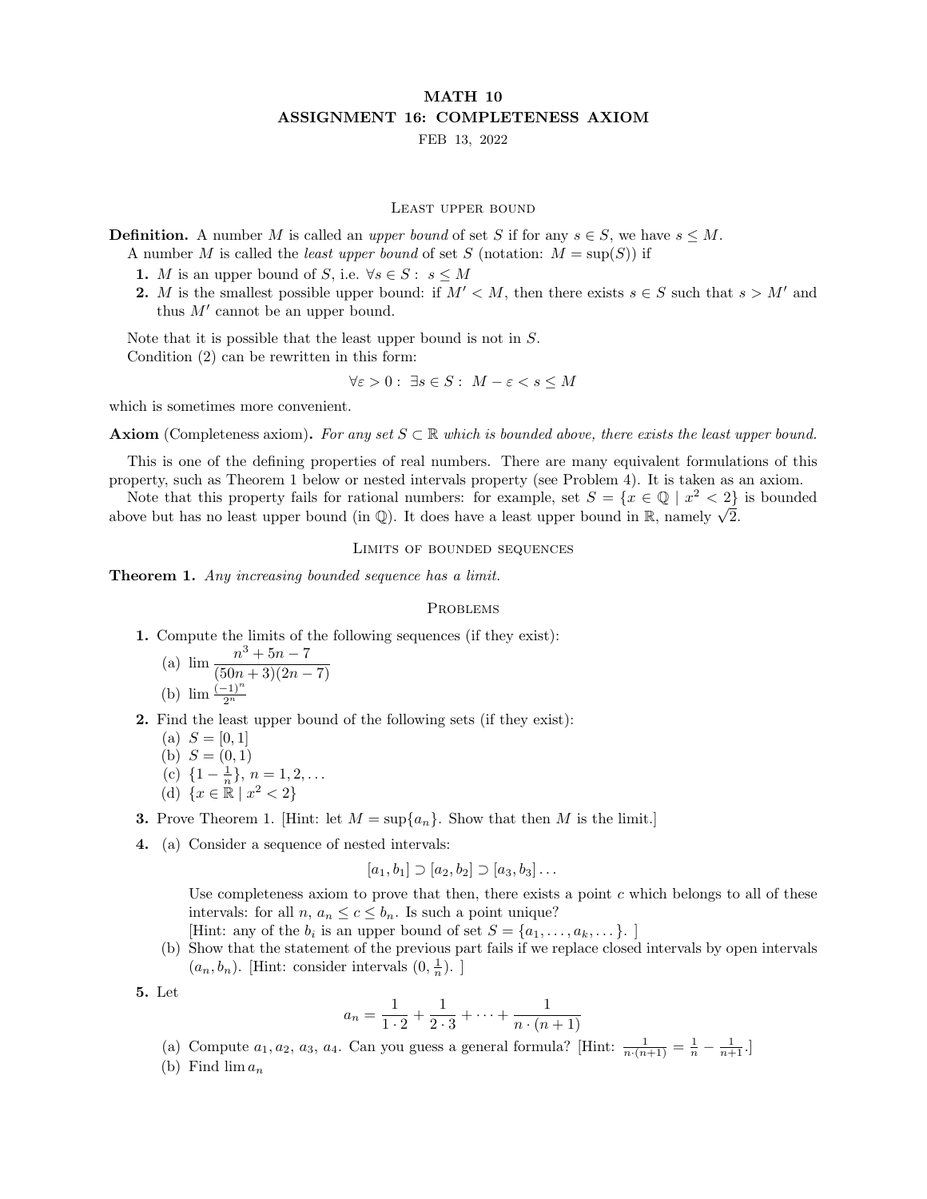# MATH 10
## ASSIGNMENT 16: COMPLETENESS AXIOM

FEB 13, 2022

### Least upper bound

**Definition.** A number $M$ is called an *upper bound* of set $S$ if for any $s \in S$, we have $s \leq M$.

A number $M$ is called the *least upper bound* of set $S$ (notation: $M = \sup(S)$) if

1. $M$ is an upper bound of $S$, i.e. $\forall s \in S: \ s \leq M$
2. $M$ is the smallest possible upper bound: if $M' < M$, then there exists $s \in S$ such that $s > M'$ and thus $M'$ cannot be an upper bound.

Note that it is possible that the least upper bound is not in $S$.

Condition (2) can be rewritten in this form:

$$\forall \varepsilon > 0 : \ \exists s \in S : \ M - \varepsilon < s \leq M$$

which is sometimes more convenient.

**Axiom** (Completeness axiom)**.** *For any set $S \subset \mathbb{R}$ which is bounded above, there exists the least upper bound.*

This is one of the defining properties of real numbers. There are many equivalent formulations of this property, such as Theorem 1 below or nested intervals property (see Problem 4). It is taken as an axiom.

Note that this property fails for rational numbers: for example, set $S = \{x \in \mathbb{Q} \mid x^2 < 2\}$ is bounded above but has no least upper bound (in $\mathbb{Q}$). It does have a least upper bound in $\mathbb{R}$, namely $\sqrt{2}$.

### Limits of bounded sequences

**Theorem 1.** *Any increasing bounded sequence has a limit.*

### Problems

1. Compute the limits of the following sequences (if they exist):
   (a) $\lim \dfrac{n^3 + 5n - 7}{(50n + 3)(2n - 7)}$
   (b) $\lim \frac{(-1)^n}{2^n}$
2. Find the least upper bound of the following sets (if they exist):
   (a) $S = [0, 1]$
   (b) $S = (0, 1)$
   (c) $\{1 - \frac{1}{n}\}$, $n = 1, 2, \dots$
   (d) $\{x \in \mathbb{R} \mid x^2 < 2\}$
3. Prove Theorem 1. [Hint: let $M = \sup\{a_n\}$. Show that then $M$ is the limit.]
4. (a) Consider a sequence of nested intervals:
   $$[a_1, b_1] \supset [a_2, b_2] \supset [a_3, b_3] \dots$$
   Use completeness axiom to prove that then, there exists a point $c$ which belongs to all of these intervals: for all $n$, $a_n \leq c \leq b_n$. Is such a point unique?
   [Hint: any of the $b_i$ is an upper bound of set $S = \{a_1, \dots, a_k, \dots\}$. ]
   (b) Show that the statement of the previous part fails if we replace closed intervals by open intervals $(a_n, b_n)$. [Hint: consider intervals $(0, \frac{1}{n})$. ]
5. Let
   $$a_n = \frac{1}{1 \cdot 2} + \frac{1}{2 \cdot 3} + \dots + \frac{1}{n \cdot (n+1)}$$
   (a) Compute $a_1, a_2, a_3, a_4$. Can you guess a general formula? [Hint: $\frac{1}{n \cdot (n+1)} = \frac{1}{n} - \frac{1}{n+1}$.]
   (b) Find $\lim a_n$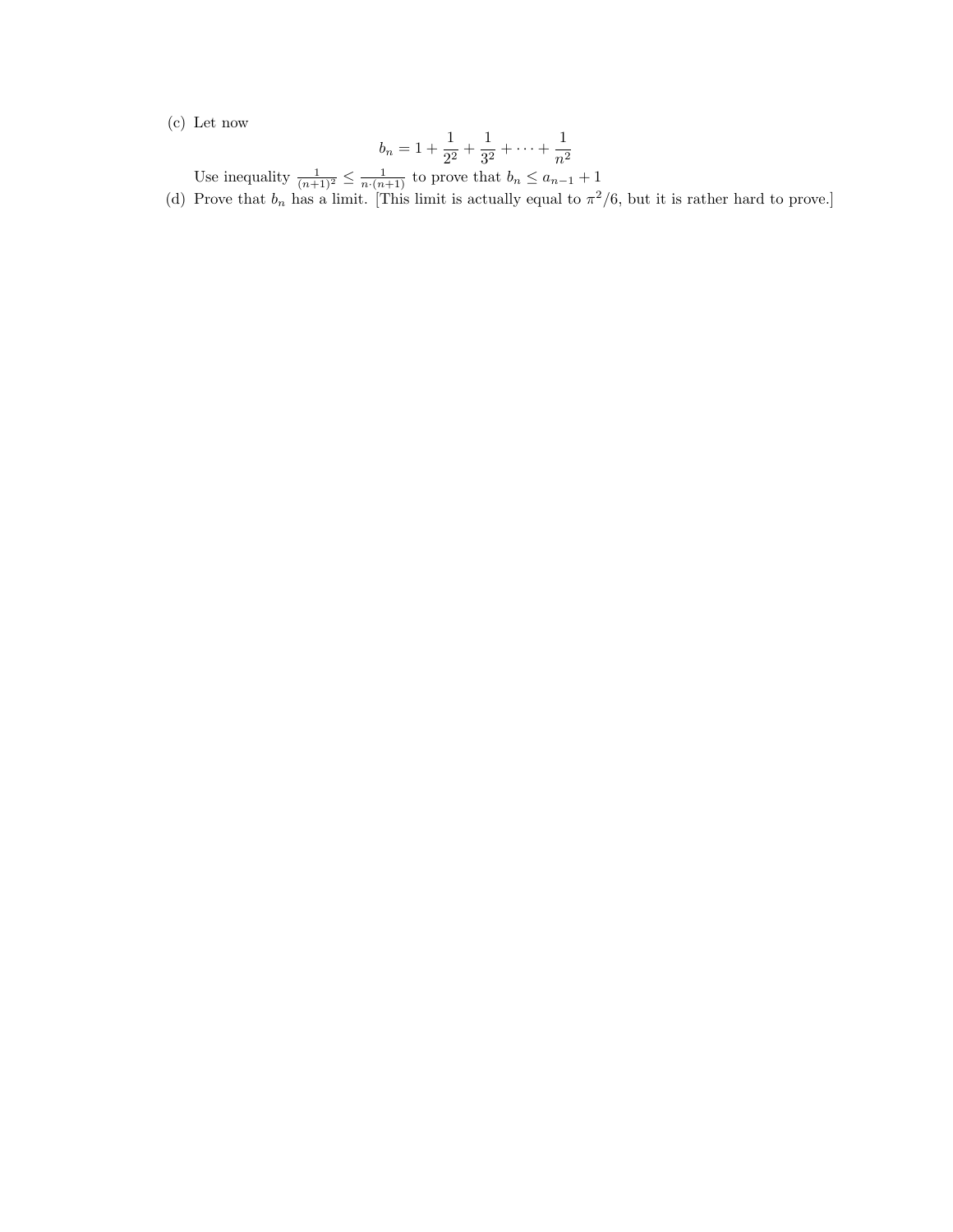(c) Let now

$$b_n = 1 + \frac{1}{2^2} + \frac{1}{3^2} + \cdots + \frac{1}{n^2}$$

Use inequality $\frac{1}{(n+1)^2} \leq \frac{1}{n \cdot (n+1)}$ to prove that $b_n \leq a_{n-1} + 1$

(d) Prove that $b_n$ has a limit. [This limit is actually equal to $\pi^2/6$, but it is rather hard to prove.]